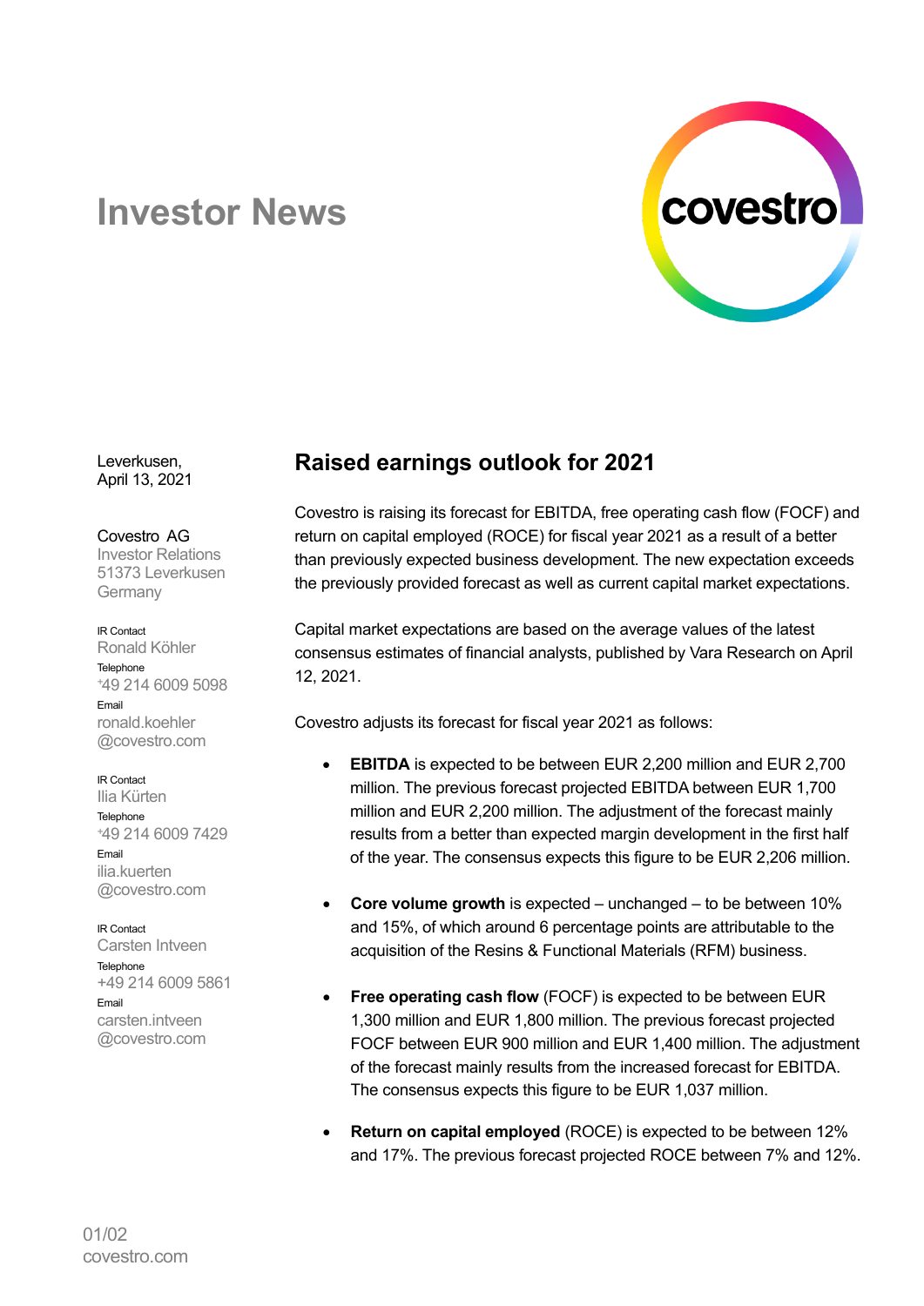# Investor News

Leverkusen,
April 13, 2021

Covestro AG
Investor Relations
51373 Leverkusen
Germany

IR Contact
Ronald Köhler
Telephone
+49 214 6009 5098
Email
ronald.koehler@covestro.com

IR Contact
Ilia Kürten
Telephone
+49 214 6009 7429
Email
ilia.kuerten@covestro.com

IR Contact
Carsten Intveen
Telephone
+49 214 6009 5861
Email
carsten.intveen@covestro.com

## Raised earnings outlook for 2021

Covestro is raising its forecast for EBITDA, free operating cash flow (FOCF) and return on capital employed (ROCE) for fiscal year 2021 as a result of a better than previously expected business development. The new expectation exceeds the previously provided forecast as well as current capital market expectations.

Capital market expectations are based on the average values of the latest consensus estimates of financial analysts, published by Vara Research on April 12, 2021.

Covestro adjusts its forecast for fiscal year 2021 as follows:

- **EBITDA** is expected to be between EUR 2,200 million and EUR 2,700 million. The previous forecast projected EBITDA between EUR 1,700 million and EUR 2,200 million. The adjustment of the forecast mainly results from a better than expected margin development in the first half of the year. The consensus expects this figure to be EUR 2,206 million.

- **Core volume growth** is expected – unchanged – to be between 10% and 15%, of which around 6 percentage points are attributable to the acquisition of the Resins & Functional Materials (RFM) business.

- **Free operating cash flow** (FOCF) is expected to be between EUR 1,300 million and EUR 1,800 million. The previous forecast projected FOCF between EUR 900 million and EUR 1,400 million. The adjustment of the forecast mainly results from the increased forecast for EBITDA. The consensus expects this figure to be EUR 1,037 million.

- **Return on capital employed** (ROCE) is expected to be between 12% and 17%. The previous forecast projected ROCE between 7% and 12%.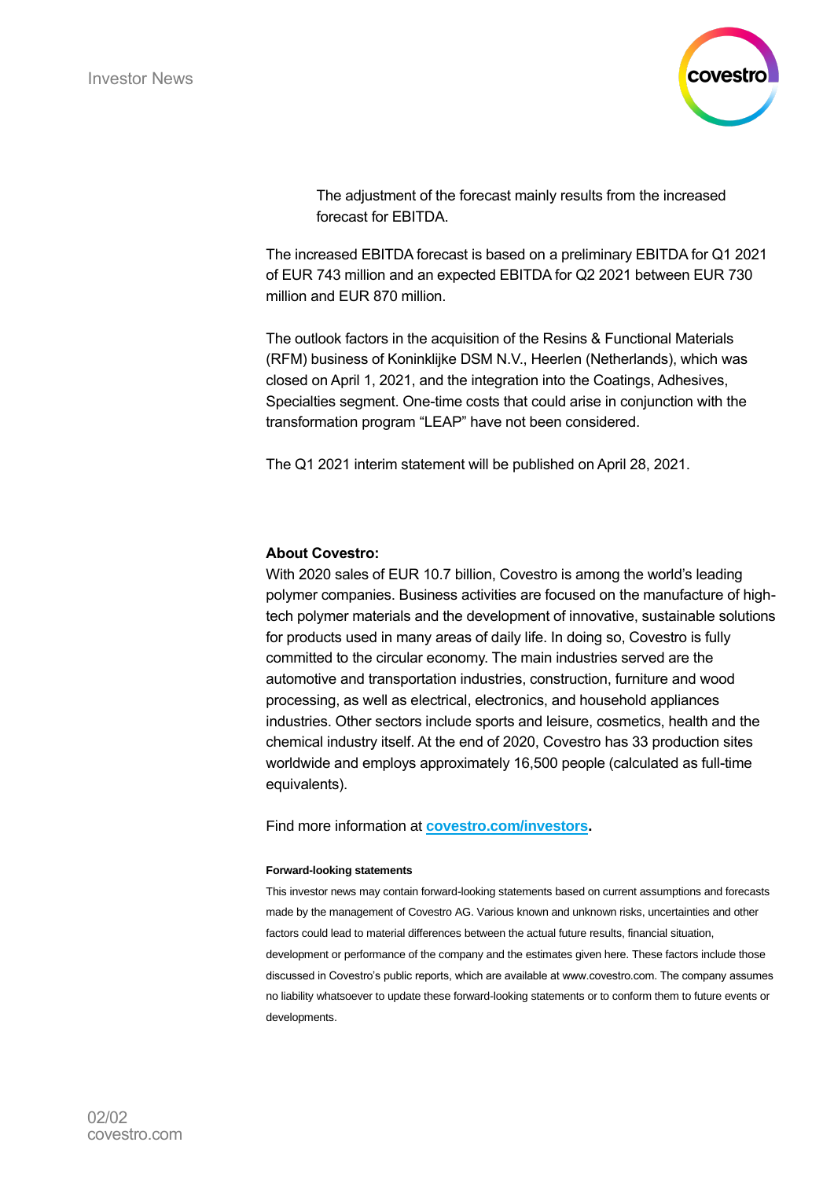The adjustment of the forecast mainly results from the increased forecast for EBITDA.

The increased EBITDA forecast is based on a preliminary EBITDA for Q1 2021 of EUR 743 million and an expected EBITDA for Q2 2021 between EUR 730 million and EUR 870 million.

The outlook factors in the acquisition of the Resins & Functional Materials (RFM) business of Koninklijke DSM N.V., Heerlen (Netherlands), which was closed on April 1, 2021, and the integration into the Coatings, Adhesives, Specialties segment. One-time costs that could arise in conjunction with the transformation program "LEAP" have not been considered.

The Q1 2021 interim statement will be published on April 28, 2021.

**About Covestro:**

With 2020 sales of EUR 10.7 billion, Covestro is among the world's leading polymer companies. Business activities are focused on the manufacture of high-tech polymer materials and the development of innovative, sustainable solutions for products used in many areas of daily life. In doing so, Covestro is fully committed to the circular economy. The main industries served are the automotive and transportation industries, construction, furniture and wood processing, as well as electrical, electronics, and household appliances industries. Other sectors include sports and leisure, cosmetics, health and the chemical industry itself. At the end of 2020, Covestro has 33 production sites worldwide and employs approximately 16,500 people (calculated as full-time equivalents).

Find more information at **covestro.com/investors.**

**Forward-looking statements**

This investor news may contain forward-looking statements based on current assumptions and forecasts made by the management of Covestro AG. Various known and unknown risks, uncertainties and other factors could lead to material differences between the actual future results, financial situation, development or performance of the company and the estimates given here. These factors include those discussed in Covestro's public reports, which are available at www.covestro.com. The company assumes no liability whatsoever to update these forward-looking statements or to conform them to future events or developments.